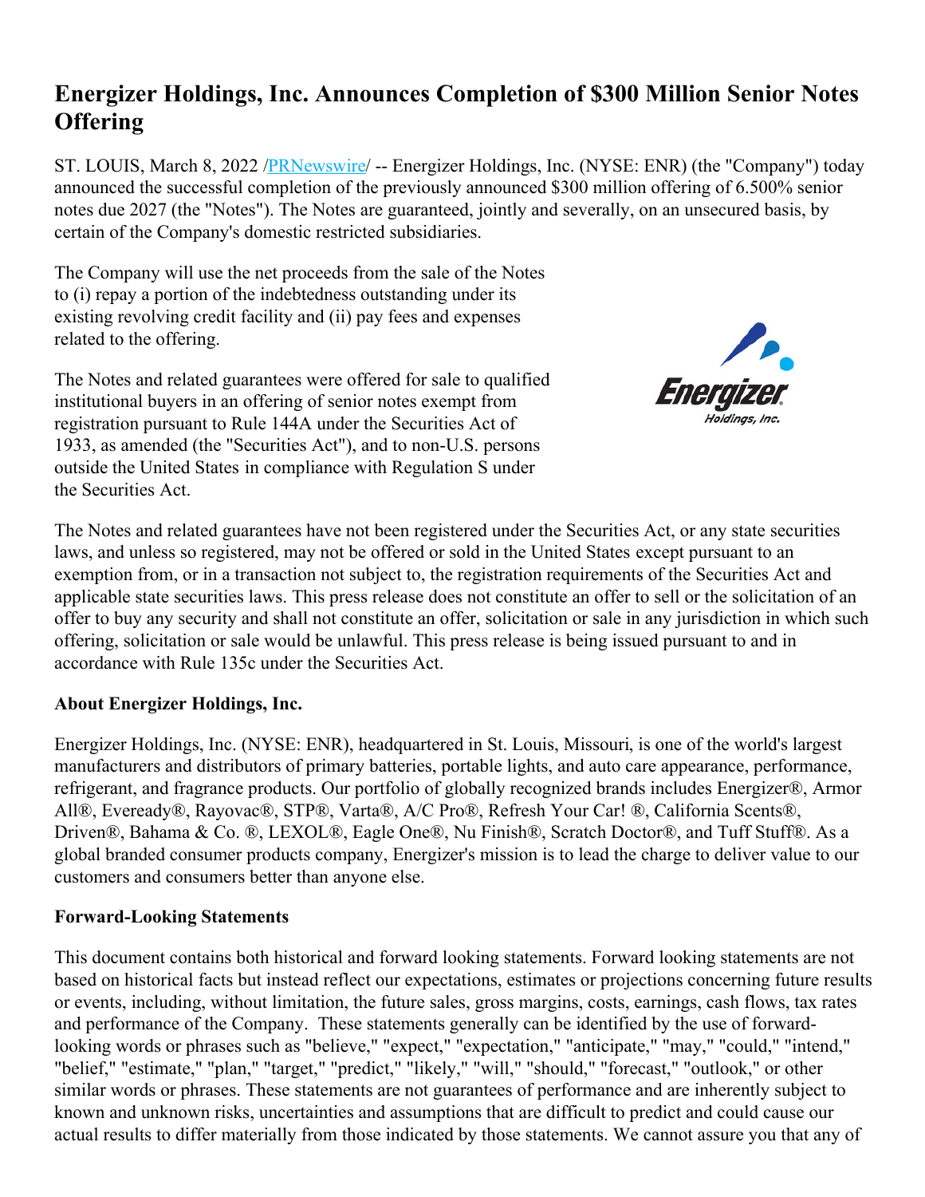# Energizer Holdings, Inc. Announces Completion of $300 Million Senior Notes Offering

ST. LOUIS, March 8, 2022 /PRNewswire/ -- Energizer Holdings, Inc. (NYSE: ENR) (the "Company") today announced the successful completion of the previously announced $300 million offering of 6.500% senior notes due 2027 (the "Notes"). The Notes are guaranteed, jointly and severally, on an unsecured basis, by certain of the Company's domestic restricted subsidiaries.

The Company will use the net proceeds from the sale of the Notes to (i) repay a portion of the indebtedness outstanding under its existing revolving credit facility and (ii) pay fees and expenses related to the offering.

The Notes and related guarantees were offered for sale to qualified institutional buyers in an offering of senior notes exempt from registration pursuant to Rule 144A under the Securities Act of 1933, as amended (the "Securities Act"), and to non-U.S. persons outside the United States in compliance with Regulation S under the Securities Act.

The Notes and related guarantees have not been registered under the Securities Act, or any state securities laws, and unless so registered, may not be offered or sold in the United States except pursuant to an exemption from, or in a transaction not subject to, the registration requirements of the Securities Act and applicable state securities laws. This press release does not constitute an offer to sell or the solicitation of an offer to buy any security and shall not constitute an offer, solicitation or sale in any jurisdiction in which such offering, solicitation or sale would be unlawful. This press release is being issued pursuant to and in accordance with Rule 135c under the Securities Act.

### About Energizer Holdings, Inc.

Energizer Holdings, Inc. (NYSE: ENR), headquartered in St. Louis, Missouri, is one of the world's largest manufacturers and distributors of primary batteries, portable lights, and auto care appearance, performance, refrigerant, and fragrance products. Our portfolio of globally recognized brands includes Energizer®, Armor All®, Eveready®, Rayovac®, STP®, Varta®, A/C Pro®, Refresh Your Car! ®, California Scents®, Driven®, Bahama & Co. ®, LEXOL®, Eagle One®, Nu Finish®, Scratch Doctor®, and Tuff Stuff®. As a global branded consumer products company, Energizer's mission is to lead the charge to deliver value to our customers and consumers better than anyone else.

### Forward-Looking Statements

This document contains both historical and forward looking statements. Forward looking statements are not based on historical facts but instead reflect our expectations, estimates or projections concerning future results or events, including, without limitation, the future sales, gross margins, costs, earnings, cash flows, tax rates and performance of the Company. These statements generally can be identified by the use of forward-looking words or phrases such as "believe," "expect," "expectation," "anticipate," "may," "could," "intend," "belief," "estimate," "plan," "target," "predict," "likely," "will," "should," "forecast," "outlook," or other similar words or phrases. These statements are not guarantees of performance and are inherently subject to known and unknown risks, uncertainties and assumptions that are difficult to predict and could cause our actual results to differ materially from those indicated by those statements. We cannot assure you that any of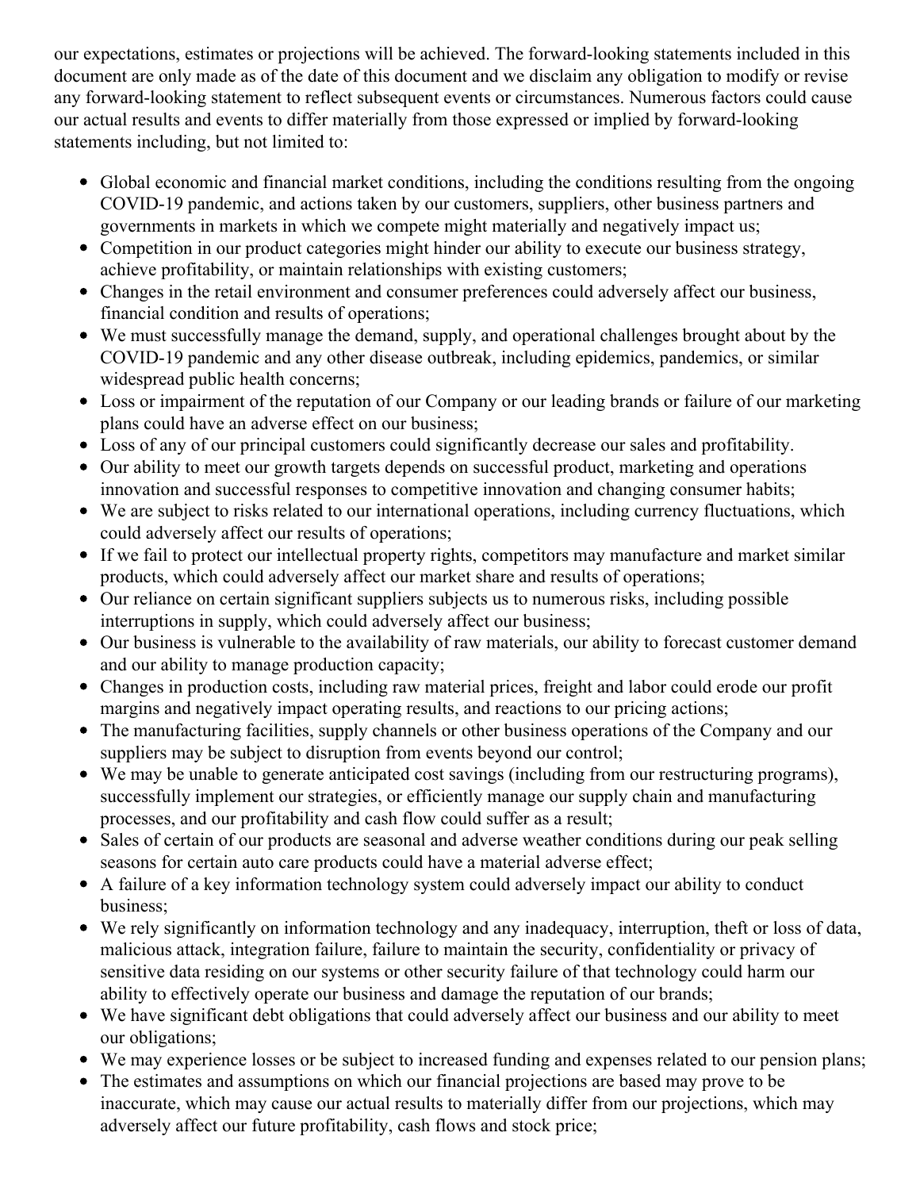our expectations, estimates or projections will be achieved. The forward-looking statements included in this document are only made as of the date of this document and we disclaim any obligation to modify or revise any forward-looking statement to reflect subsequent events or circumstances. Numerous factors could cause our actual results and events to differ materially from those expressed or implied by forward-looking statements including, but not limited to:

- Global economic and financial market conditions, including the conditions resulting from the ongoing COVID-19 pandemic, and actions taken by our customers, suppliers, other business partners and governments in markets in which we compete might materially and negatively impact us;
- Competition in our product categories might hinder our ability to execute our business strategy, achieve profitability, or maintain relationships with existing customers;
- Changes in the retail environment and consumer preferences could adversely affect our business, financial condition and results of operations;
- We must successfully manage the demand, supply, and operational challenges brought about by the COVID-19 pandemic and any other disease outbreak, including epidemics, pandemics, or similar widespread public health concerns;
- Loss or impairment of the reputation of our Company or our leading brands or failure of our marketing plans could have an adverse effect on our business;
- Loss of any of our principal customers could significantly decrease our sales and profitability.
- Our ability to meet our growth targets depends on successful product, marketing and operations innovation and successful responses to competitive innovation and changing consumer habits;
- We are subject to risks related to our international operations, including currency fluctuations, which could adversely affect our results of operations;
- If we fail to protect our intellectual property rights, competitors may manufacture and market similar products, which could adversely affect our market share and results of operations;
- Our reliance on certain significant suppliers subjects us to numerous risks, including possible interruptions in supply, which could adversely affect our business;
- Our business is vulnerable to the availability of raw materials, our ability to forecast customer demand and our ability to manage production capacity;
- Changes in production costs, including raw material prices, freight and labor could erode our profit margins and negatively impact operating results, and reactions to our pricing actions;
- The manufacturing facilities, supply channels or other business operations of the Company and our suppliers may be subject to disruption from events beyond our control;
- We may be unable to generate anticipated cost savings (including from our restructuring programs), successfully implement our strategies, or efficiently manage our supply chain and manufacturing processes, and our profitability and cash flow could suffer as a result;
- Sales of certain of our products are seasonal and adverse weather conditions during our peak selling seasons for certain auto care products could have a material adverse effect;
- A failure of a key information technology system could adversely impact our ability to conduct business;
- We rely significantly on information technology and any inadequacy, interruption, theft or loss of data, malicious attack, integration failure, failure to maintain the security, confidentiality or privacy of sensitive data residing on our systems or other security failure of that technology could harm our ability to effectively operate our business and damage the reputation of our brands;
- We have significant debt obligations that could adversely affect our business and our ability to meet our obligations;
- We may experience losses or be subject to increased funding and expenses related to our pension plans;
- The estimates and assumptions on which our financial projections are based may prove to be inaccurate, which may cause our actual results to materially differ from our projections, which may adversely affect our future profitability, cash flows and stock price;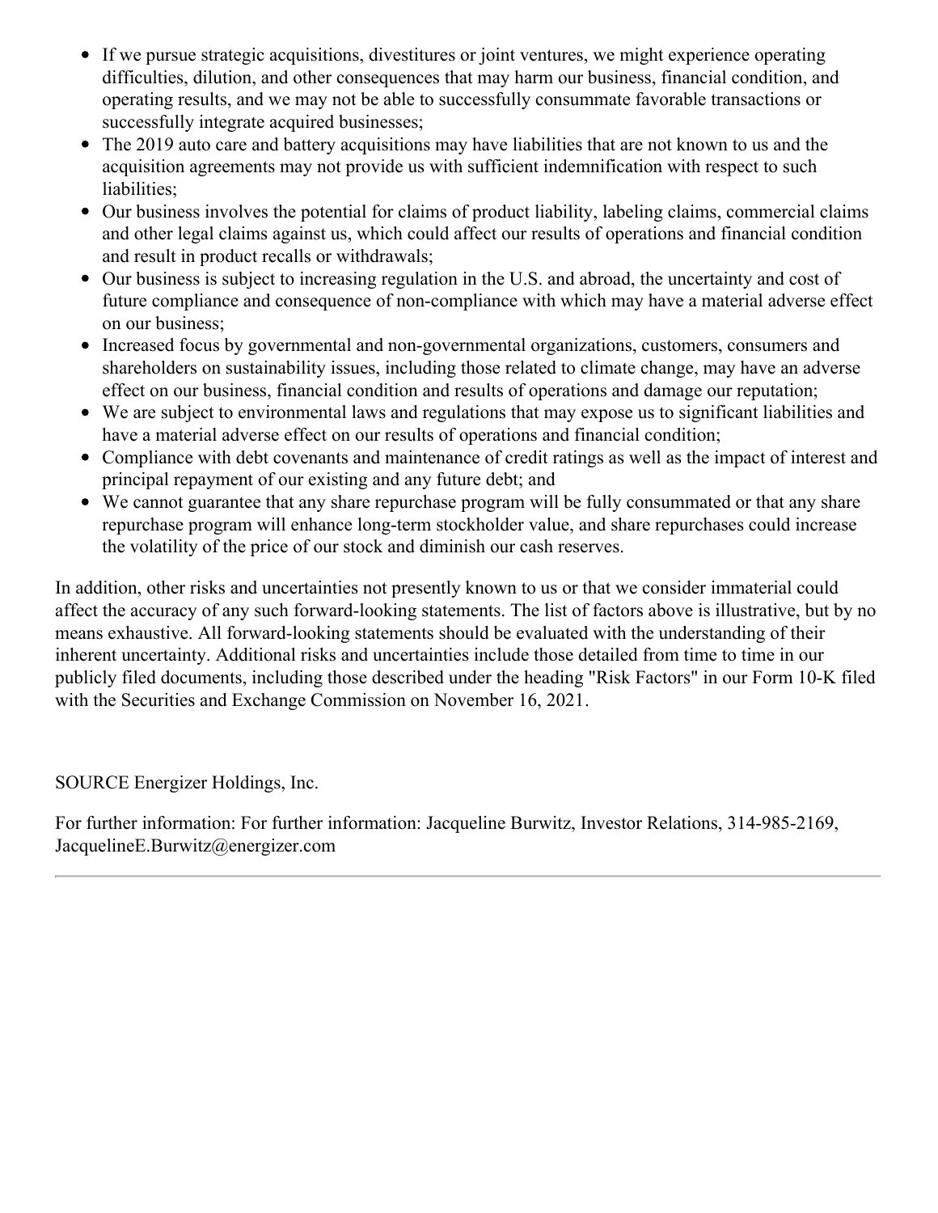- If we pursue strategic acquisitions, divestitures or joint ventures, we might experience operating difficulties, dilution, and other consequences that may harm our business, financial condition, and operating results, and we may not be able to successfully consummate favorable transactions or successfully integrate acquired businesses;
- The 2019 auto care and battery acquisitions may have liabilities that are not known to us and the acquisition agreements may not provide us with sufficient indemnification with respect to such liabilities;
- Our business involves the potential for claims of product liability, labeling claims, commercial claims and other legal claims against us, which could affect our results of operations and financial condition and result in product recalls or withdrawals;
- Our business is subject to increasing regulation in the U.S. and abroad, the uncertainty and cost of future compliance and consequence of non-compliance with which may have a material adverse effect on our business;
- Increased focus by governmental and non-governmental organizations, customers, consumers and shareholders on sustainability issues, including those related to climate change, may have an adverse effect on our business, financial condition and results of operations and damage our reputation;
- We are subject to environmental laws and regulations that may expose us to significant liabilities and have a material adverse effect on our results of operations and financial condition;
- Compliance with debt covenants and maintenance of credit ratings as well as the impact of interest and principal repayment of our existing and any future debt; and
- We cannot guarantee that any share repurchase program will be fully consummated or that any share repurchase program will enhance long-term stockholder value, and share repurchases could increase the volatility of the price of our stock and diminish our cash reserves.

In addition, other risks and uncertainties not presently known to us or that we consider immaterial could affect the accuracy of any such forward-looking statements. The list of factors above is illustrative, but by no means exhaustive. All forward-looking statements should be evaluated with the understanding of their inherent uncertainty. Additional risks and uncertainties include those detailed from time to time in our publicly filed documents, including those described under the heading "Risk Factors" in our Form 10-K filed with the Securities and Exchange Commission on November 16, 2021.

SOURCE Energizer Holdings, Inc.

For further information: For further information: Jacqueline Burwitz, Investor Relations, 314-985-2169, JacquelineE.Burwitz@energizer.com